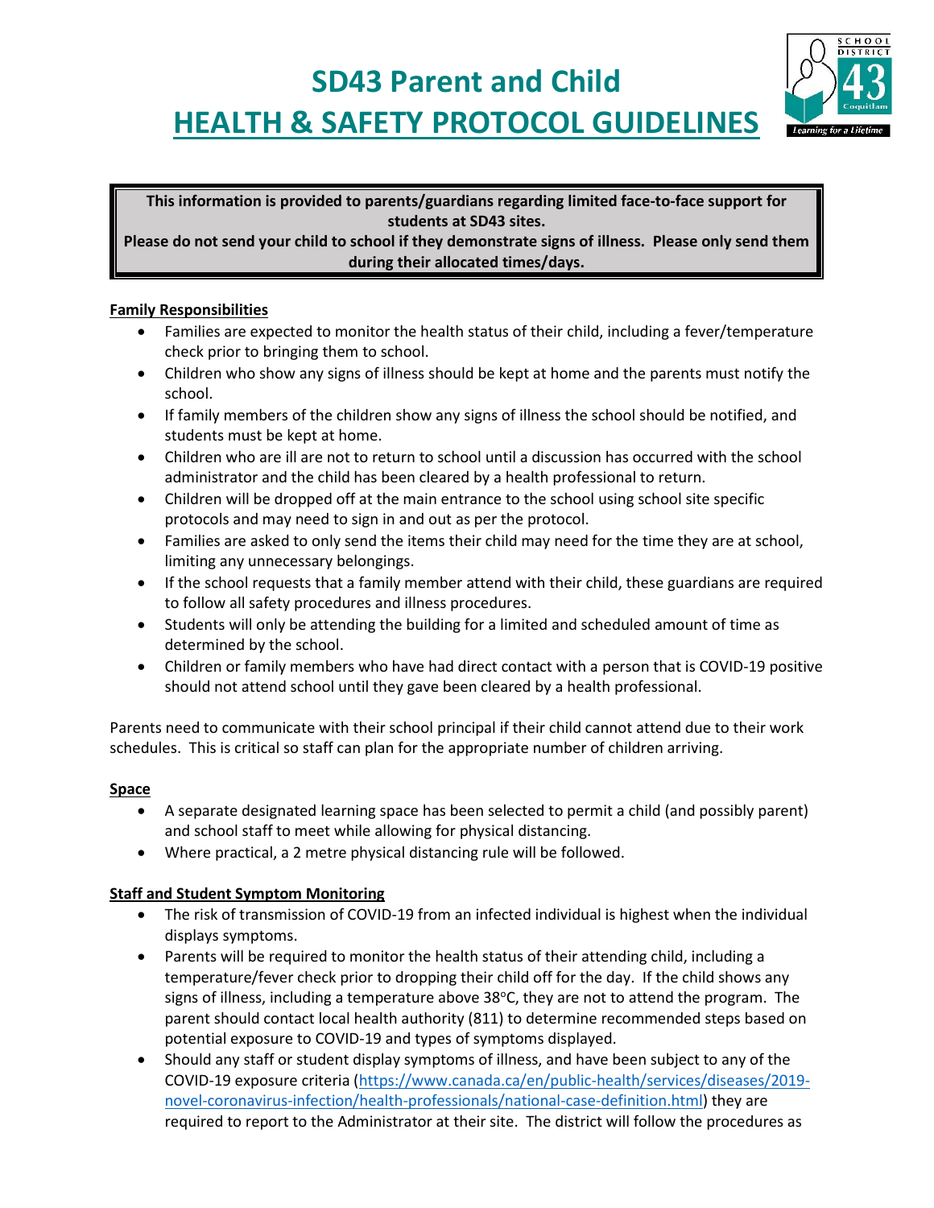# SD43 Parent and Child
# HEALTH & SAFETY PROTOCOL GUIDELINES

**This information is provided to parents/guardians regarding limited face-to-face support for students at SD43 sites.**
**Please do not send your child to school if they demonstrate signs of illness. Please only send them during their allocated times/days.**

**Family Responsibilities**

- Families are expected to monitor the health status of their child, including a fever/temperature check prior to bringing them to school.
- Children who show any signs of illness should be kept at home and the parents must notify the school.
- If family members of the children show any signs of illness the school should be notified, and students must be kept at home.
- Children who are ill are not to return to school until a discussion has occurred with the school administrator and the child has been cleared by a health professional to return.
- Children will be dropped off at the main entrance to the school using school site specific protocols and may need to sign in and out as per the protocol.
- Families are asked to only send the items their child may need for the time they are at school, limiting any unnecessary belongings.
- If the school requests that a family member attend with their child, these guardians are required to follow all safety procedures and illness procedures.
- Students will only be attending the building for a limited and scheduled amount of time as determined by the school.
- Children or family members who have had direct contact with a person that is COVID-19 positive should not attend school until they gave been cleared by a health professional.

Parents need to communicate with their school principal if their child cannot attend due to their work schedules. This is critical so staff can plan for the appropriate number of children arriving.

**Space**

- A separate designated learning space has been selected to permit a child (and possibly parent) and school staff to meet while allowing for physical distancing.
- Where practical, a 2 metre physical distancing rule will be followed.

**Staff and Student Symptom Monitoring**

- The risk of transmission of COVID-19 from an infected individual is highest when the individual displays symptoms.
- Parents will be required to monitor the health status of their attending child, including a temperature/fever check prior to dropping their child off for the day. If the child shows any signs of illness, including a temperature above 38°C, they are not to attend the program. The parent should contact local health authority (811) to determine recommended steps based on potential exposure to COVID-19 and types of symptoms displayed.
- Should any staff or student display symptoms of illness, and have been subject to any of the COVID-19 exposure criteria (https://www.canada.ca/en/public-health/services/diseases/2019-novel-coronavirus-infection/health-professionals/national-case-definition.html) they are required to report to the Administrator at their site. The district will follow the procedures as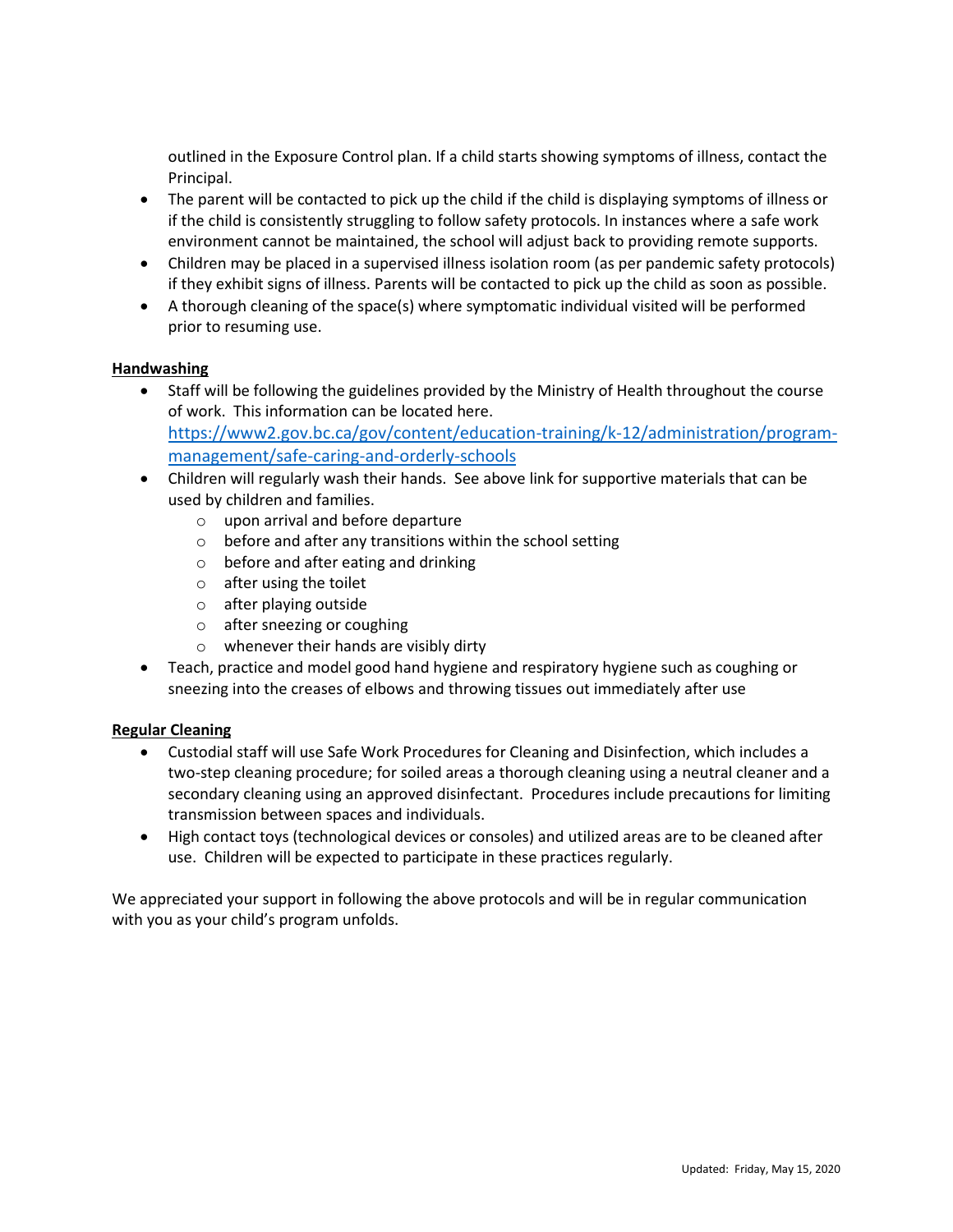outlined in the Exposure Control plan. If a child starts showing symptoms of illness, contact the Principal.

- The parent will be contacted to pick up the child if the child is displaying symptoms of illness or if the child is consistently struggling to follow safety protocols. In instances where a safe work environment cannot be maintained, the school will adjust back to providing remote supports.
- Children may be placed in a supervised illness isolation room (as per pandemic safety protocols) if they exhibit signs of illness. Parents will be contacted to pick up the child as soon as possible.
- A thorough cleaning of the space(s) where symptomatic individual visited will be performed prior to resuming use.

**Handwashing**

- Staff will be following the guidelines provided by the Ministry of Health throughout the course of work. This information can be located here. [https://www2.gov.bc.ca/gov/content/education-training/k-12/administration/program-management/safe-caring-and-orderly-schools](https://www2.gov.bc.ca/gov/content/education-training/k-12/administration/program-management/safe-caring-and-orderly-schools)
- Children will regularly wash their hands. See above link for supportive materials that can be used by children and families.
    - upon arrival and before departure
    - before and after any transitions within the school setting
    - before and after eating and drinking
    - after using the toilet
    - after playing outside
    - after sneezing or coughing
    - whenever their hands are visibly dirty
- Teach, practice and model good hand hygiene and respiratory hygiene such as coughing or sneezing into the creases of elbows and throwing tissues out immediately after use

**Regular Cleaning**

- Custodial staff will use Safe Work Procedures for Cleaning and Disinfection, which includes a two-step cleaning procedure; for soiled areas a thorough cleaning using a neutral cleaner and a secondary cleaning using an approved disinfectant. Procedures include precautions for limiting transmission between spaces and individuals.
- High contact toys (technological devices or consoles) and utilized areas are to be cleaned after use. Children will be expected to participate in these practices regularly.

We appreciated your support in following the above protocols and will be in regular communication with you as your child's program unfolds.

Updated: Friday, May 15, 2020